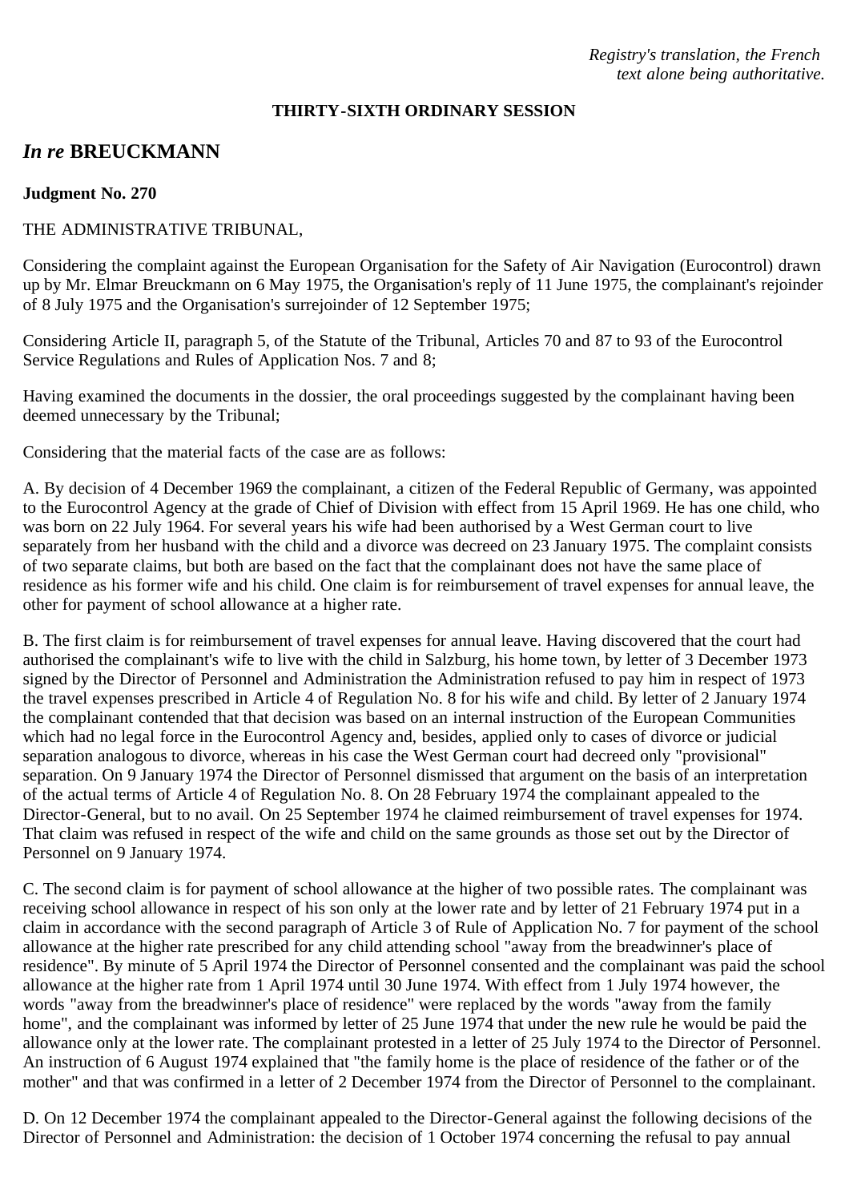*Registry's translation, the French text alone being authoritative.*

**THIRTY-SIXTH ORDINARY SESSION**

## *In re* BREUCKMANN

**Judgment No. 270**

THE ADMINISTRATIVE TRIBUNAL,

Considering the complaint against the European Organisation for the Safety of Air Navigation (Eurocontrol) drawn up by Mr. Elmar Breuckmann on 6 May 1975, the Organisation's reply of 11 June 1975, the complainant's rejoinder of 8 July 1975 and the Organisation's surrejoinder of 12 September 1975;

Considering Article II, paragraph 5, of the Statute of the Tribunal, Articles 70 and 87 to 93 of the Eurocontrol Service Regulations and Rules of Application Nos. 7 and 8;

Having examined the documents in the dossier, the oral proceedings suggested by the complainant having been deemed unnecessary by the Tribunal;

Considering that the material facts of the case are as follows:

A. By decision of 4 December 1969 the complainant, a citizen of the Federal Republic of Germany, was appointed to the Eurocontrol Agency at the grade of Chief of Division with effect from 15 April 1969. He has one child, who was born on 22 July 1964. For several years his wife had been authorised by a West German court to live separately from her husband with the child and a divorce was decreed on 23 January 1975. The complaint consists of two separate claims, but both are based on the fact that the complainant does not have the same place of residence as his former wife and his child. One claim is for reimbursement of travel expenses for annual leave, the other for payment of school allowance at a higher rate.

B. The first claim is for reimbursement of travel expenses for annual leave. Having discovered that the court had authorised the complainant's wife to live with the child in Salzburg, his home town, by letter of 3 December 1973 signed by the Director of Personnel and Administration the Administration refused to pay him in respect of 1973 the travel expenses prescribed in Article 4 of Regulation No. 8 for his wife and child. By letter of 2 January 1974 the complainant contended that that decision was based on an internal instruction of the European Communities which had no legal force in the Eurocontrol Agency and, besides, applied only to cases of divorce or judicial separation analogous to divorce, whereas in his case the West German court had decreed only "provisional" separation. On 9 January 1974 the Director of Personnel dismissed that argument on the basis of an interpretation of the actual terms of Article 4 of Regulation No. 8. On 28 February 1974 the complainant appealed to the Director-General, but to no avail. On 25 September 1974 he claimed reimbursement of travel expenses for 1974. That claim was refused in respect of the wife and child on the same grounds as those set out by the Director of Personnel on 9 January 1974.

C. The second claim is for payment of school allowance at the higher of two possible rates. The complainant was receiving school allowance in respect of his son only at the lower rate and by letter of 21 February 1974 put in a claim in accordance with the second paragraph of Article 3 of Rule of Application No. 7 for payment of the school allowance at the higher rate prescribed for any child attending school "away from the breadwinner's place of residence". By minute of 5 April 1974 the Director of Personnel consented and the complainant was paid the school allowance at the higher rate from 1 April 1974 until 30 June 1974. With effect from 1 July 1974 however, the words "away from the breadwinner's place of residence" were replaced by the words "away from the family home", and the complainant was informed by letter of 25 June 1974 that under the new rule he would be paid the allowance only at the lower rate. The complainant protested in a letter of 25 July 1974 to the Director of Personnel. An instruction of 6 August 1974 explained that "the family home is the place of residence of the father or of the mother" and that was confirmed in a letter of 2 December 1974 from the Director of Personnel to the complainant.

D. On 12 December 1974 the complainant appealed to the Director-General against the following decisions of the Director of Personnel and Administration: the decision of 1 October 1974 concerning the refusal to pay annual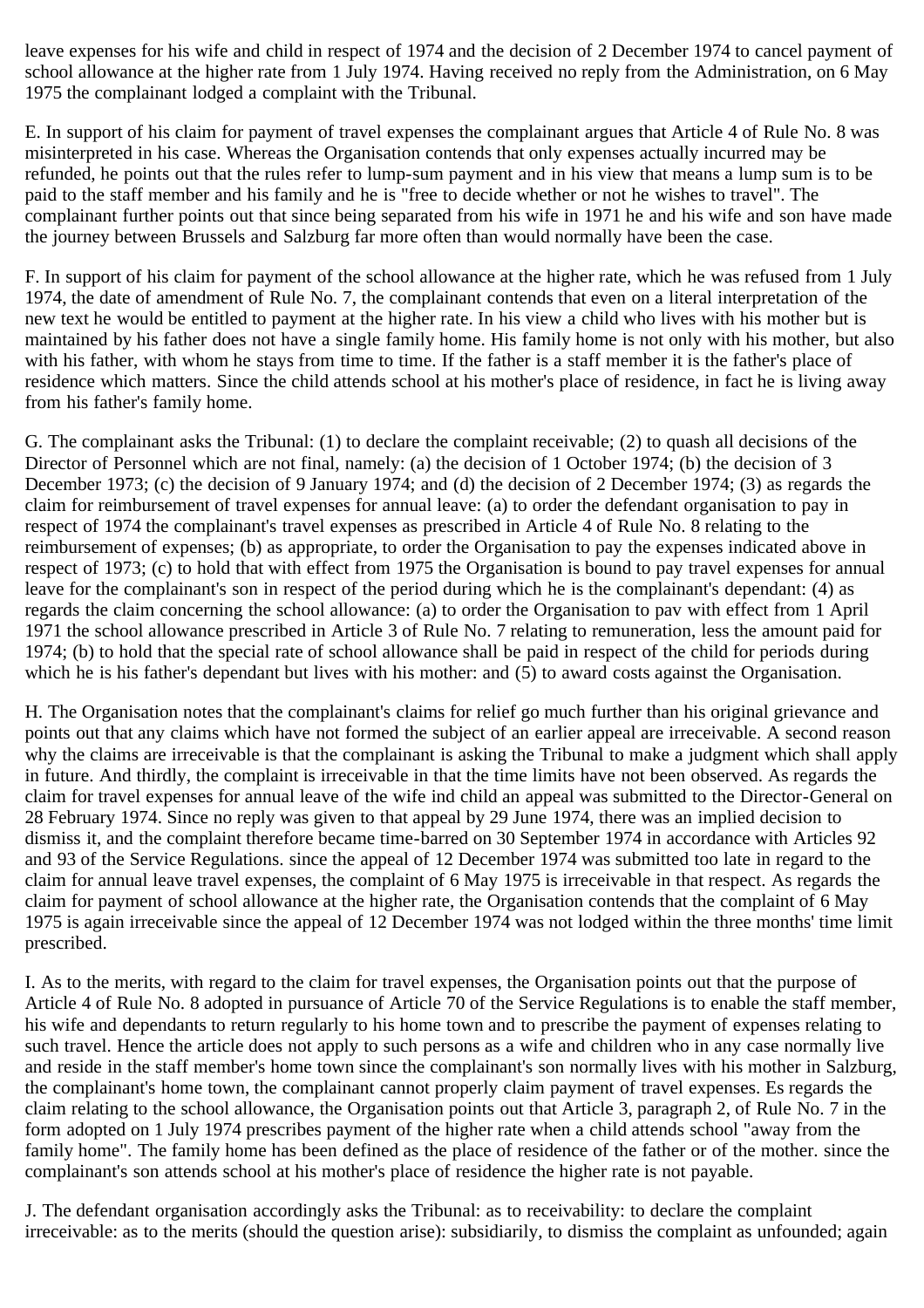leave expenses for his wife and child in respect of 1974 and the decision of 2 December 1974 to cancel payment of school allowance at the higher rate from 1 July 1974. Having received no reply from the Administration, on 6 May 1975 the complainant lodged a complaint with the Tribunal.

E. In support of his claim for payment of travel expenses the complainant argues that Article 4 of Rule No. 8 was misinterpreted in his case. Whereas the Organisation contends that only expenses actually incurred may be refunded, he points out that the rules refer to lump-sum payment and in his view that means a lump sum is to be paid to the staff member and his family and he is "free to decide whether or not he wishes to travel". The complainant further points out that since being separated from his wife in 1971 he and his wife and son have made the journey between Brussels and Salzburg far more often than would normally have been the case.

F. In support of his claim for payment of the school allowance at the higher rate, which he was refused from 1 July 1974, the date of amendment of Rule No. 7, the complainant contends that even on a literal interpretation of the new text he would be entitled to payment at the higher rate. In his view a child who lives with his mother but is maintained by his father does not have a single family home. His family home is not only with his mother, but also with his father, with whom he stays from time to time. If the father is a staff member it is the father's place of residence which matters. Since the child attends school at his mother's place of residence, in fact he is living away from his father's family home.

G. The complainant asks the Tribunal: (1) to declare the complaint receivable; (2) to quash all decisions of the Director of Personnel which are not final, namely: (a) the decision of 1 October 1974; (b) the decision of 3 December 1973; (c) the decision of 9 January 1974; and (d) the decision of 2 December 1974; (3) as regards the claim for reimbursement of travel expenses for annual leave: (a) to order the defendant organisation to pay in respect of 1974 the complainant's travel expenses as prescribed in Article 4 of Rule No. 8 relating to the reimbursement of expenses; (b) as appropriate, to order the Organisation to pay the expenses indicated above in respect of 1973; (c) to hold that with effect from 1975 the Organisation is bound to pay travel expenses for annual leave for the complainant's son in respect of the period during which he is the complainant's dependant: (4) as regards the claim concerning the school allowance: (a) to order the Organisation to pav with effect from 1 April 1971 the school allowance prescribed in Article 3 of Rule No. 7 relating to remuneration, less the amount paid for 1974; (b) to hold that the special rate of school allowance shall be paid in respect of the child for periods during which he is his father's dependant but lives with his mother: and (5) to award costs against the Organisation.

H. The Organisation notes that the complainant's claims for relief go much further than his original grievance and points out that any claims which have not formed the subject of an earlier appeal are irreceivable. A second reason why the claims are irreceivable is that the complainant is asking the Tribunal to make a judgment which shall apply in future. And thirdly, the complaint is irreceivable in that the time limits have not been observed. As regards the claim for travel expenses for annual leave of the wife ind child an appeal was submitted to the Director-General on 28 February 1974. Since no reply was given to that appeal by 29 June 1974, there was an implied decision to dismiss it, and the complaint therefore became time-barred on 30 September 1974 in accordance with Articles 92 and 93 of the Service Regulations. since the appeal of 12 December 1974 was submitted too late in regard to the claim for annual leave travel expenses, the complaint of 6 May 1975 is irreceivable in that respect. As regards the claim for payment of school allowance at the higher rate, the Organisation contends that the complaint of 6 May 1975 is again irreceivable since the appeal of 12 December 1974 was not lodged within the three months' time limit prescribed.

I. As to the merits, with regard to the claim for travel expenses, the Organisation points out that the purpose of Article 4 of Rule No. 8 adopted in pursuance of Article 70 of the Service Regulations is to enable the staff member, his wife and dependants to return regularly to his home town and to prescribe the payment of expenses relating to such travel. Hence the article does not apply to such persons as a wife and children who in any case normally live and reside in the staff member's home town since the complainant's son normally lives with his mother in Salzburg, the complainant's home town, the complainant cannot properly claim payment of travel expenses. Es regards the claim relating to the school allowance, the Organisation points out that Article 3, paragraph 2, of Rule No. 7 in the form adopted on 1 July 1974 prescribes payment of the higher rate when a child attends school "away from the family home". The family home has been defined as the place of residence of the father or of the mother. since the complainant's son attends school at his mother's place of residence the higher rate is not payable.

J. The defendant organisation accordingly asks the Tribunal: as to receivability: to declare the complaint irreceivable: as to the merits (should the question arise): subsidiarily, to dismiss the complaint as unfounded; again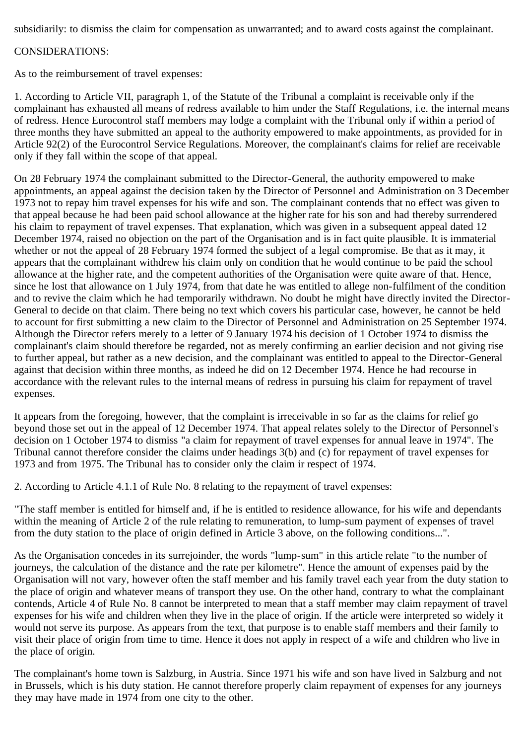subsidiarily: to dismiss the claim for compensation as unwarranted; and to award costs against the complainant.

CONSIDERATIONS:

As to the reimbursement of travel expenses:

1. According to Article VII, paragraph 1, of the Statute of the Tribunal a complaint is receivable only if the complainant has exhausted all means of redress available to him under the Staff Regulations, i.e. the internal means of redress. Hence Eurocontrol staff members may lodge a complaint with the Tribunal only if within a period of three months they have submitted an appeal to the authority empowered to make appointments, as provided for in Article 92(2) of the Eurocontrol Service Regulations. Moreover, the complainant's claims for relief are receivable only if they fall within the scope of that appeal.

On 28 February 1974 the complainant submitted to the Director-General, the authority empowered to make appointments, an appeal against the decision taken by the Director of Personnel and Administration on 3 December 1973 not to repay him travel expenses for his wife and son. The complainant contends that no effect was given to that appeal because he had been paid school allowance at the higher rate for his son and had thereby surrendered his claim to repayment of travel expenses. That explanation, which was given in a subsequent appeal dated 12 December 1974, raised no objection on the part of the Organisation and is in fact quite plausible. It is immaterial whether or not the appeal of 28 February 1974 formed the subject of a legal compromise. Be that as it may, it appears that the complainant withdrew his claim only on condition that he would continue to be paid the school allowance at the higher rate, and the competent authorities of the Organisation were quite aware of that. Hence, since he lost that allowance on 1 July 1974, from that date he was entitled to allege non-fulfilment of the condition and to revive the claim which he had temporarily withdrawn. No doubt he might have directly invited the Director-General to decide on that claim. There being no text which covers his particular case, however, he cannot be held to account for first submitting a new claim to the Director of Personnel and Administration on 25 September 1974. Although the Director refers merely to a letter of 9 January 1974 his decision of 1 October 1974 to dismiss the complainant's claim should therefore be regarded, not as merely confirming an earlier decision and not giving rise to further appeal, but rather as a new decision, and the complainant was entitled to appeal to the Director-General against that decision within three months, as indeed he did on 12 December 1974. Hence he had recourse in accordance with the relevant rules to the internal means of redress in pursuing his claim for repayment of travel expenses.

It appears from the foregoing, however, that the complaint is irreceivable in so far as the claims for relief go beyond those set out in the appeal of 12 December 1974. That appeal relates solely to the Director of Personnel's decision on 1 October 1974 to dismiss "a claim for repayment of travel expenses for annual leave in 1974". The Tribunal cannot therefore consider the claims under headings 3(b) and (c) for repayment of travel expenses for 1973 and from 1975. The Tribunal has to consider only the claim ir respect of 1974.

2. According to Article 4.1.1 of Rule No. 8 relating to the repayment of travel expenses:

"The staff member is entitled for himself and, if he is entitled to residence allowance, for his wife and dependants within the meaning of Article 2 of the rule relating to remuneration, to lump-sum payment of expenses of travel from the duty station to the place of origin defined in Article 3 above, on the following conditions...".

As the Organisation concedes in its surrejoinder, the words "lump-sum" in this article relate "to the number of journeys, the calculation of the distance and the rate per kilometre". Hence the amount of expenses paid by the Organisation will not vary, however often the staff member and his family travel each year from the duty station to the place of origin and whatever means of transport they use. On the other hand, contrary to what the complainant contends, Article 4 of Rule No. 8 cannot be interpreted to mean that a staff member may claim repayment of travel expenses for his wife and children when they live in the place of origin. If the article were interpreted so widely it would not serve its purpose. As appears from the text, that purpose is to enable staff members and their family to visit their place of origin from time to time. Hence it does not apply in respect of a wife and children who live in the place of origin.

The complainant's home town is Salzburg, in Austria. Since 1971 his wife and son have lived in Salzburg and not in Brussels, which is his duty station. He cannot therefore properly claim repayment of expenses for any journeys they may have made in 1974 from one city to the other.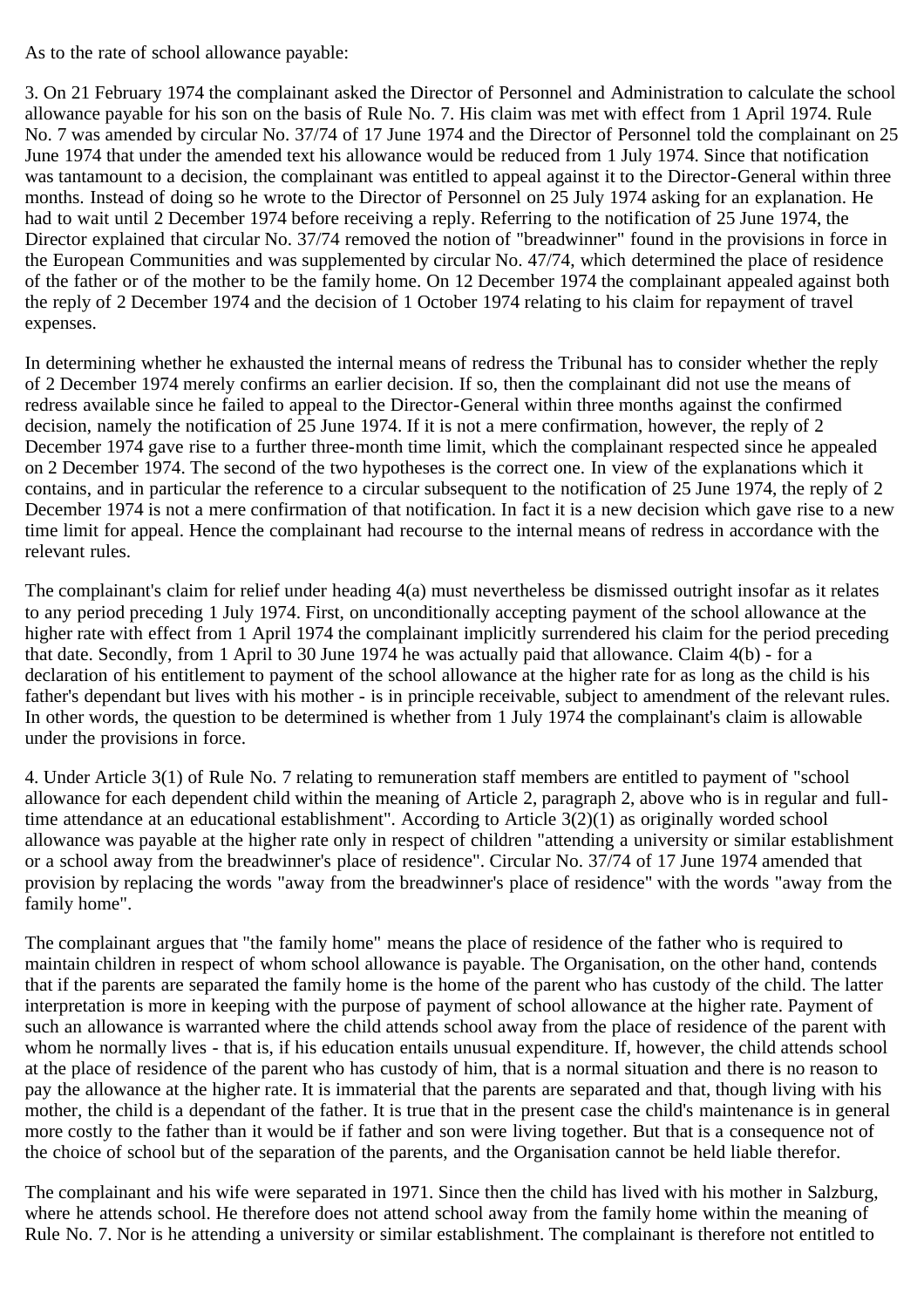As to the rate of school allowance payable:

3. On 21 February 1974 the complainant asked the Director of Personnel and Administration to calculate the school allowance payable for his son on the basis of Rule No. 7. His claim was met with effect from 1 April 1974. Rule No. 7 was amended by circular No. 37/74 of 17 June 1974 and the Director of Personnel told the complainant on 25 June 1974 that under the amended text his allowance would be reduced from 1 July 1974. Since that notification was tantamount to a decision, the complainant was entitled to appeal against it to the Director-General within three months. Instead of doing so he wrote to the Director of Personnel on 25 July 1974 asking for an explanation. He had to wait until 2 December 1974 before receiving a reply. Referring to the notification of 25 June 1974, the Director explained that circular No. 37/74 removed the notion of "breadwinner" found in the provisions in force in the European Communities and was supplemented by circular No. 47/74, which determined the place of residence of the father or of the mother to be the family home. On 12 December 1974 the complainant appealed against both the reply of 2 December 1974 and the decision of 1 October 1974 relating to his claim for repayment of travel expenses.

In determining whether he exhausted the internal means of redress the Tribunal has to consider whether the reply of 2 December 1974 merely confirms an earlier decision. If so, then the complainant did not use the means of redress available since he failed to appeal to the Director-General within three months against the confirmed decision, namely the notification of 25 June 1974. If it is not a mere confirmation, however, the reply of 2 December 1974 gave rise to a further three-month time limit, which the complainant respected since he appealed on 2 December 1974. The second of the two hypotheses is the correct one. In view of the explanations which it contains, and in particular the reference to a circular subsequent to the notification of 25 June 1974, the reply of 2 December 1974 is not a mere confirmation of that notification. In fact it is a new decision which gave rise to a new time limit for appeal. Hence the complainant had recourse to the internal means of redress in accordance with the relevant rules.

The complainant's claim for relief under heading 4(a) must nevertheless be dismissed outright insofar as it relates to any period preceding 1 July 1974. First, on unconditionally accepting payment of the school allowance at the higher rate with effect from 1 April 1974 the complainant implicitly surrendered his claim for the period preceding that date. Secondly, from 1 April to 30 June 1974 he was actually paid that allowance. Claim 4(b) - for a declaration of his entitlement to payment of the school allowance at the higher rate for as long as the child is his father's dependant but lives with his mother - is in principle receivable, subject to amendment of the relevant rules. In other words, the question to be determined is whether from 1 July 1974 the complainant's claim is allowable under the provisions in force.

4. Under Article 3(1) of Rule No. 7 relating to remuneration staff members are entitled to payment of "school allowance for each dependent child within the meaning of Article 2, paragraph 2, above who is in regular and full-time attendance at an educational establishment". According to Article 3(2)(1) as originally worded school allowance was payable at the higher rate only in respect of children "attending a university or similar establishment or a school away from the breadwinner's place of residence". Circular No. 37/74 of 17 June 1974 amended that provision by replacing the words "away from the breadwinner's place of residence" with the words "away from the family home".

The complainant argues that "the family home" means the place of residence of the father who is required to maintain children in respect of whom school allowance is payable. The Organisation, on the other hand, contends that if the parents are separated the family home is the home of the parent who has custody of the child. The latter interpretation is more in keeping with the purpose of payment of school allowance at the higher rate. Payment of such an allowance is warranted where the child attends school away from the place of residence of the parent with whom he normally lives - that is, if his education entails unusual expenditure. If, however, the child attends school at the place of residence of the parent who has custody of him, that is a normal situation and there is no reason to pay the allowance at the higher rate. It is immaterial that the parents are separated and that, though living with his mother, the child is a dependant of the father. It is true that in the present case the child's maintenance is in general more costly to the father than it would be if father and son were living together. But that is a consequence not of the choice of school but of the separation of the parents, and the Organisation cannot be held liable therefor.

The complainant and his wife were separated in 1971. Since then the child has lived with his mother in Salzburg, where he attends school. He therefore does not attend school away from the family home within the meaning of Rule No. 7. Nor is he attending a university or similar establishment. The complainant is therefore not entitled to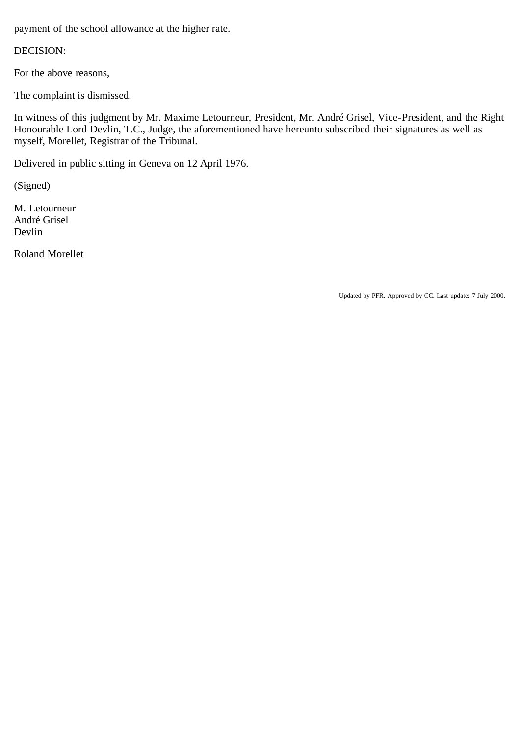payment of the school allowance at the higher rate.

DECISION:

For the above reasons,

The complaint is dismissed.

In witness of this judgment by Mr. Maxime Letourneur, President, Mr. André Grisel, Vice-President, and the Right Honourable Lord Devlin, T.C., Judge, the aforementioned have hereunto subscribed their signatures as well as myself, Morellet, Registrar of the Tribunal.

Delivered in public sitting in Geneva on 12 April 1976.

(Signed)

M. Letourneur
André Grisel
Devlin

Roland Morellet

Updated by PFR. Approved by CC. Last update: 7 July 2000.